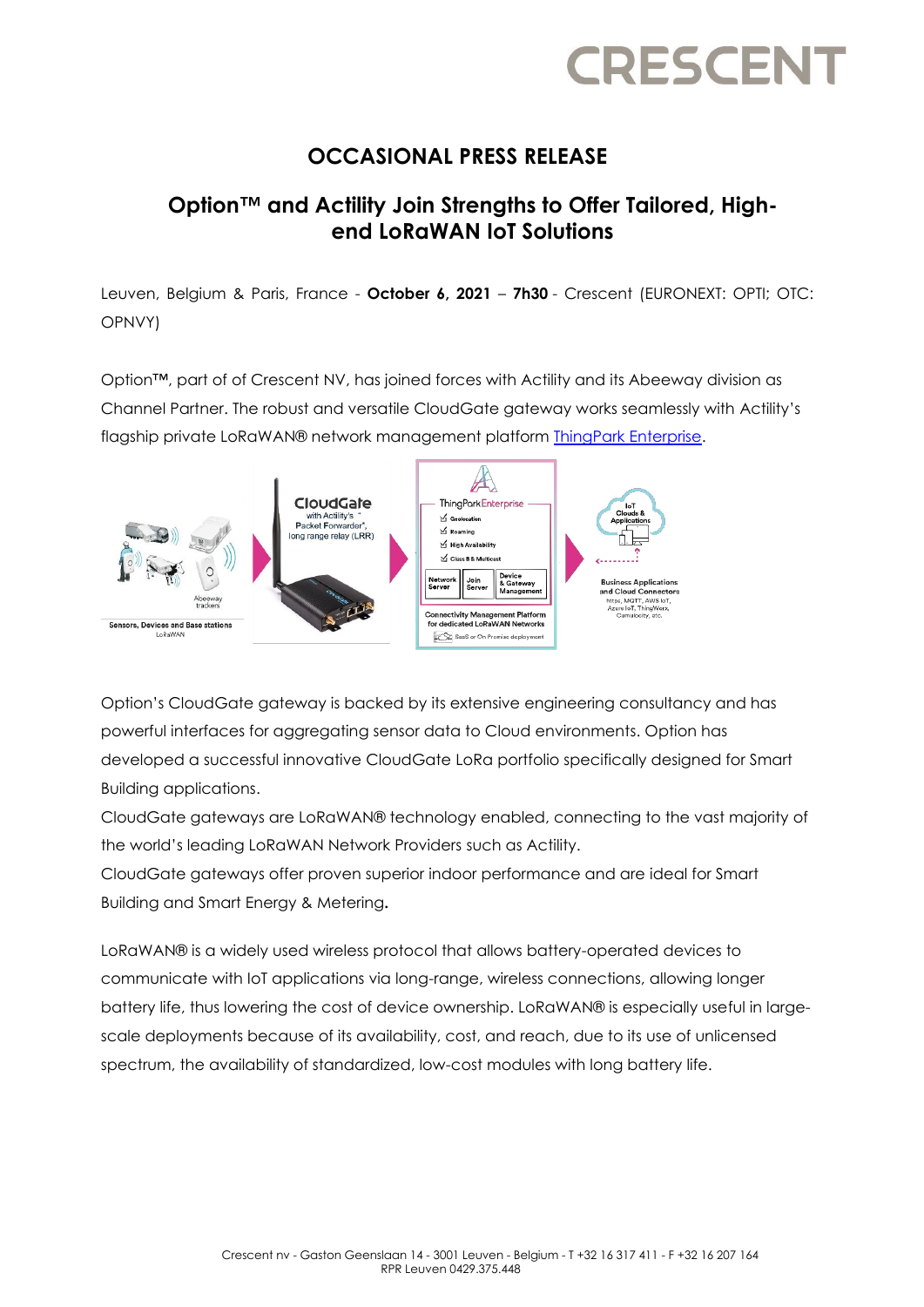CRESCENT

## OCCASIONAL PRESS RELEASE

# Option™ and Actility Join Strengths to Offer Tailored, High-end LoRaWAN IoT Solutions

Leuven, Belgium & Paris, France - **October 6, 2021** – **7h30** - Crescent (EURONEXT: OPTI; OTC: OPNVY)

Option™, part of of Crescent NV, has joined forces with Actility and its Abeeway division as Channel Partner. The robust and versatile CloudGate gateway works seamlessly with Actility's flagship private LoRaWAN® network management platform [ThingPark Enterprise](ThingPark Enterprise).

Option's CloudGate gateway is backed by its extensive engineering consultancy and has powerful interfaces for aggregating sensor data to Cloud environments. Option has developed a successful innovative CloudGate LoRa portfolio specifically designed for Smart Building applications.

CloudGate gateways are LoRaWAN® technology enabled, connecting to the vast majority of the world's leading LoRaWAN Network Providers such as Actility.

CloudGate gateways offer proven superior indoor performance and are ideal for Smart Building and Smart Energy & Metering.

LoRaWAN® is a widely used wireless protocol that allows battery-operated devices to communicate with IoT applications via long-range, wireless connections, allowing longer battery life, thus lowering the cost of device ownership. LoRaWAN® is especially useful in large-scale deployments because of its availability, cost, and reach, due to its use of unlicensed spectrum, the availability of standardized, low-cost modules with long battery life.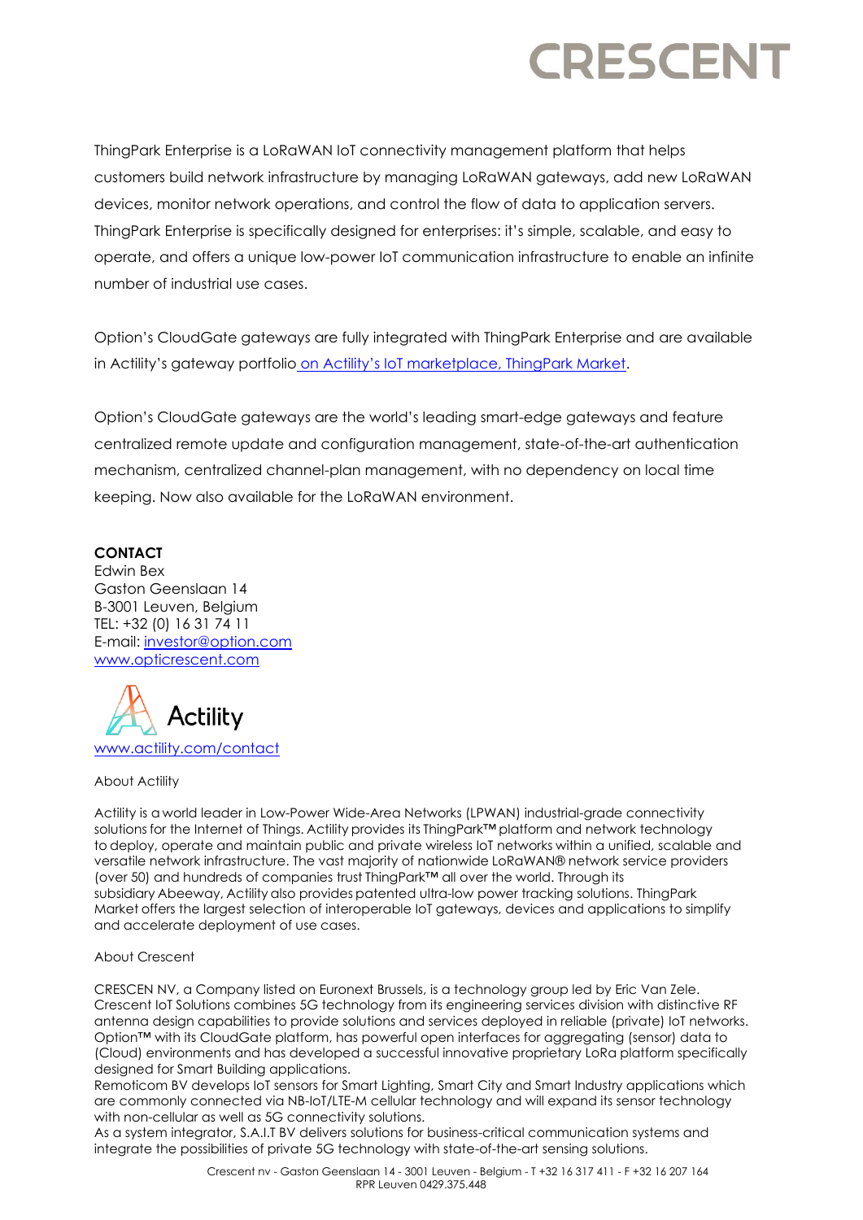ThingPark Enterprise is a LoRaWAN IoT connectivity management platform that helps customers build network infrastructure by managing LoRaWAN gateways, add new LoRaWAN devices, monitor network operations, and control the flow of data to application servers. ThingPark Enterprise is specifically designed for enterprises: it's simple, scalable, and easy to operate, and offers a unique low-power IoT communication infrastructure to enable an infinite number of industrial use cases.

Option's CloudGate gateways are fully integrated with ThingPark Enterprise and are available in Actility's gateway portfolio on Actility's IoT marketplace, ThingPark Market.

Option's CloudGate gateways are the world's leading smart-edge gateways and feature centralized remote update and configuration management, state-of-the-art authentication mechanism, centralized channel-plan management, with no dependency on local time keeping. Now also available for the LoRaWAN environment.

**CONTACT**
Edwin Bex
Gaston Geenslaan 14
B-3001 Leuven, Belgium
TEL: +32 (0) 16 31 74 11
E-mail: investor@option.com
www.opticrescent.com

Actility
www.actility.com/contact

About Actility

Actility is a world leader in Low-Power Wide-Area Networks (LPWAN) industrial-grade connectivity solutions for the Internet of Things. Actility provides its ThingPark™ platform and network technology to deploy, operate and maintain public and private wireless IoT networks within a unified, scalable and versatile network infrastructure. The vast majority of nationwide LoRaWAN® network service providers (over 50) and hundreds of companies trust ThingPark™ all over the world. Through its subsidiary Abeeway, Actility also provides patented ultra-low power tracking solutions. ThingPark Market offers the largest selection of interoperable IoT gateways, devices and applications to simplify and accelerate deployment of use cases.

About Crescent

CRESCEN NV, a Company listed on Euronext Brussels, is a technology group led by Eric Van Zele. Crescent IoT Solutions combines 5G technology from its engineering services division with distinctive RF antenna design capabilities to provide solutions and services deployed in reliable (private) IoT networks. Option™ with its CloudGate platform, has powerful open interfaces for aggregating (sensor) data to (Cloud) environments and has developed a successful innovative proprietary LoRa platform specifically designed for Smart Building applications.
Remoticom BV develops IoT sensors for Smart Lighting, Smart City and Smart Industry applications which are commonly connected via NB-IoT/LTE-M cellular technology and will expand its sensor technology with non-cellular as well as 5G connectivity solutions.
As a system integrator, S.A.I.T BV delivers solutions for business-critical communication systems and integrate the possibilities of private 5G technology with state-of-the-art sensing solutions.

Crescent nv - Gaston Geenslaan 14 - 3001 Leuven - Belgium - T +32 16 317 411 - F +32 16 207 164
RPR Leuven 0429.375.448